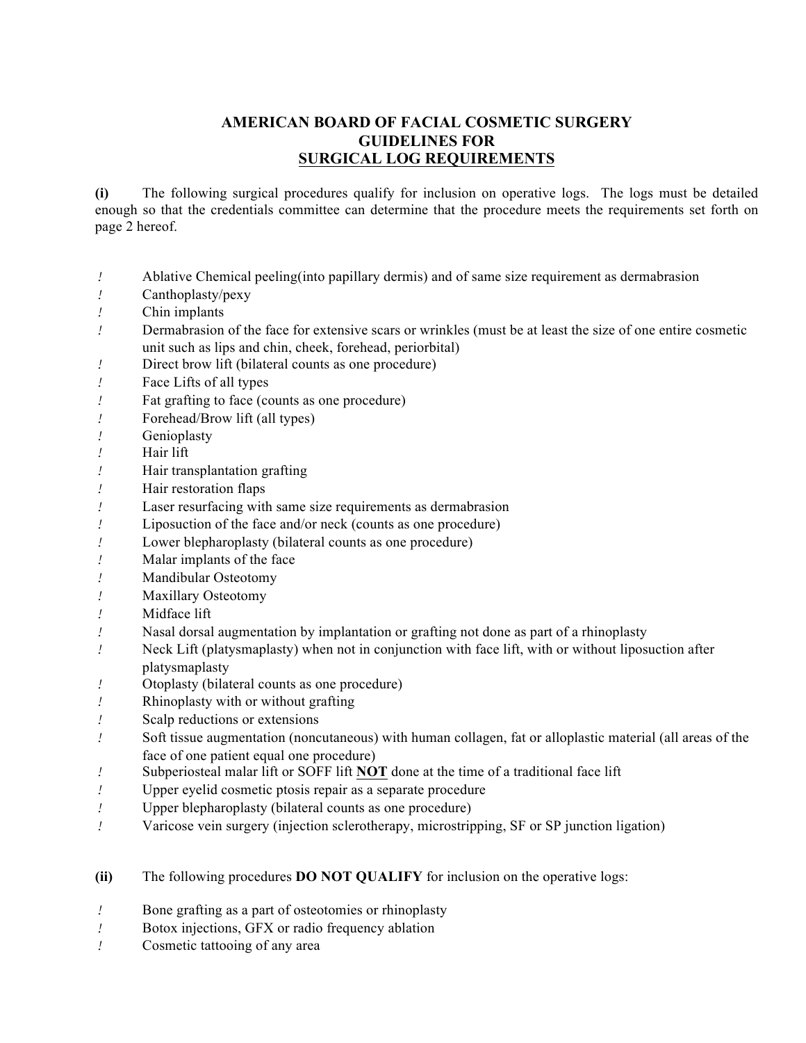# AMERICAN BOARD OF FACIAL COSMETIC SURGERY
## GUIDELINES FOR
## SURGICAL LOG REQUIREMENTS

**(i)** The following surgical procedures qualify for inclusion on operative logs. The logs must be detailed enough so that the credentials committee can determine that the procedure meets the requirements set forth on page 2 hereof.

- Ablative Chemical peeling(into papillary dermis) and of same size requirement as dermabrasion
- Canthoplasty/pexy
- Chin implants
- Dermabrasion of the face for extensive scars or wrinkles (must be at least the size of one entire cosmetic unit such as lips and chin, cheek, forehead, periorbital)
- Direct brow lift (bilateral counts as one procedure)
- Face Lifts of all types
- Fat grafting to face (counts as one procedure)
- Forehead/Brow lift (all types)
- Genioplasty
- Hair lift
- Hair transplantation grafting
- Hair restoration flaps
- Laser resurfacing with same size requirements as dermabrasion
- Liposuction of the face and/or neck (counts as one procedure)
- Lower blepharoplasty (bilateral counts as one procedure)
- Malar implants of the face
- Mandibular Osteotomy
- Maxillary Osteotomy
- Midface lift
- Nasal dorsal augmentation by implantation or grafting not done as part of a rhinoplasty
- Neck Lift (platysmaplasty) when not in conjunction with face lift, with or without liposuction after platysmaplasty
- Otoplasty (bilateral counts as one procedure)
- Rhinoplasty with or without grafting
- Scalp reductions or extensions
- Soft tissue augmentation (noncutaneous) with human collagen, fat or alloplastic material (all areas of the face of one patient equal one procedure)
- Subperiosteal malar lift or SOFF lift **NOT** done at the time of a traditional face lift
- Upper eyelid cosmetic ptosis repair as a separate procedure
- Upper blepharoplasty (bilateral counts as one procedure)
- Varicose vein surgery (injection sclerotherapy, microstripping, SF or SP junction ligation)

**(ii)** The following procedures **DO NOT QUALIFY** for inclusion on the operative logs:

- Bone grafting as a part of osteotomies or rhinoplasty
- Botox injections, GFX or radio frequency ablation
- Cosmetic tattooing of any area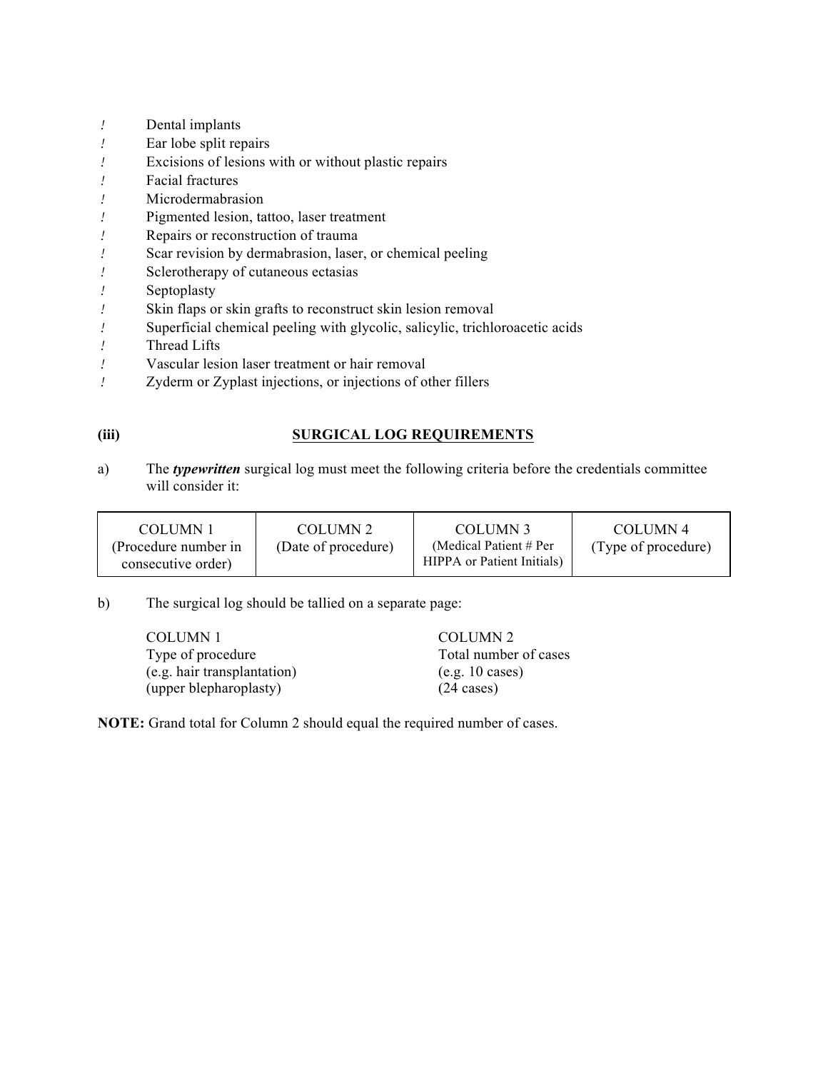- Dental implants
- Ear lobe split repairs
- Excisions of lesions with or without plastic repairs
- Facial fractures
- Microdermabrasion
- Pigmented lesion, tattoo, laser treatment
- Repairs or reconstruction of trauma
- Scar revision by dermabrasion, laser, or chemical peeling
- Sclerotherapy of cutaneous ectasias
- Septoplasty
- Skin flaps or skin grafts to reconstruct skin lesion removal
- Superficial chemical peeling with glycolic, salicylic, trichloroacetic acids
- Thread Lifts
- Vascular lesion laser treatment or hair removal
- Zyderm or Zyplast injections, or injections of other fillers

**(iii)** **SURGICAL LOG REQUIREMENTS**

a) The ***typewritten*** surgical log must meet the following criteria before the credentials committee will consider it:

| COLUMN 1 (Procedure number in consecutive order) | COLUMN 2 (Date of procedure) | COLUMN 3 (Medical Patient # Per HIPPA or Patient Initials) | COLUMN 4 (Type of procedure) |
|---|---|---|---|

b) The surgical log should be tallied on a separate page:

| COLUMN 1 | COLUMN 2 |
|---|---|
| Type of procedure | Total number of cases |
| (e.g. hair transplantation) | (e.g. 10 cases) |
| (upper blepharoplasty) | (24 cases) |

**NOTE:** Grand total for Column 2 should equal the required number of cases.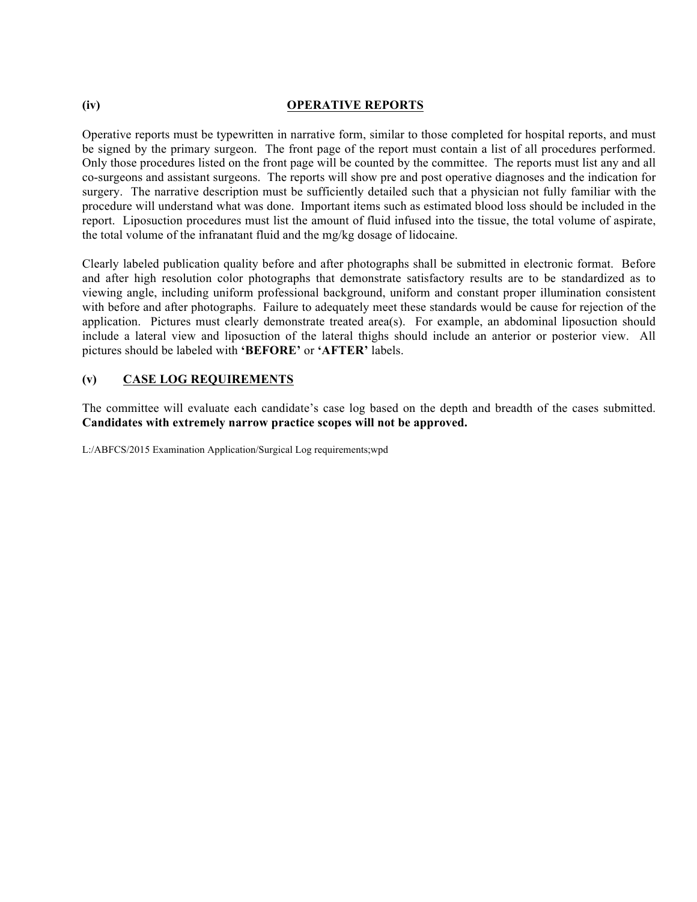## (iv) OPERATIVE REPORTS

Operative reports must be typewritten in narrative form, similar to those completed for hospital reports, and must be signed by the primary surgeon. The front page of the report must contain a list of all procedures performed. Only those procedures listed on the front page will be counted by the committee. The reports must list any and all co-surgeons and assistant surgeons. The reports will show pre and post operative diagnoses and the indication for surgery. The narrative description must be sufficiently detailed such that a physician not fully familiar with the procedure will understand what was done. Important items such as estimated blood loss should be included in the report. Liposuction procedures must list the amount of fluid infused into the tissue, the total volume of aspirate, the total volume of the infranatant fluid and the mg/kg dosage of lidocaine.

Clearly labeled publication quality before and after photographs shall be submitted in electronic format. Before and after high resolution color photographs that demonstrate satisfactory results are to be standardized as to viewing angle, including uniform professional background, uniform and constant proper illumination consistent with before and after photographs. Failure to adequately meet these standards would be cause for rejection of the application. Pictures must clearly demonstrate treated area(s). For example, an abdominal liposuction should include a lateral view and liposuction of the lateral thighs should include an anterior or posterior view. All pictures should be labeled with **'BEFORE'** or **'AFTER'** labels.

## (v) CASE LOG REQUIREMENTS

The committee will evaluate each candidate's case log based on the depth and breadth of the cases submitted. **Candidates with extremely narrow practice scopes will not be approved.**

L:/ABFCS/2015 Examination Application/Surgical Log requirements;wpd